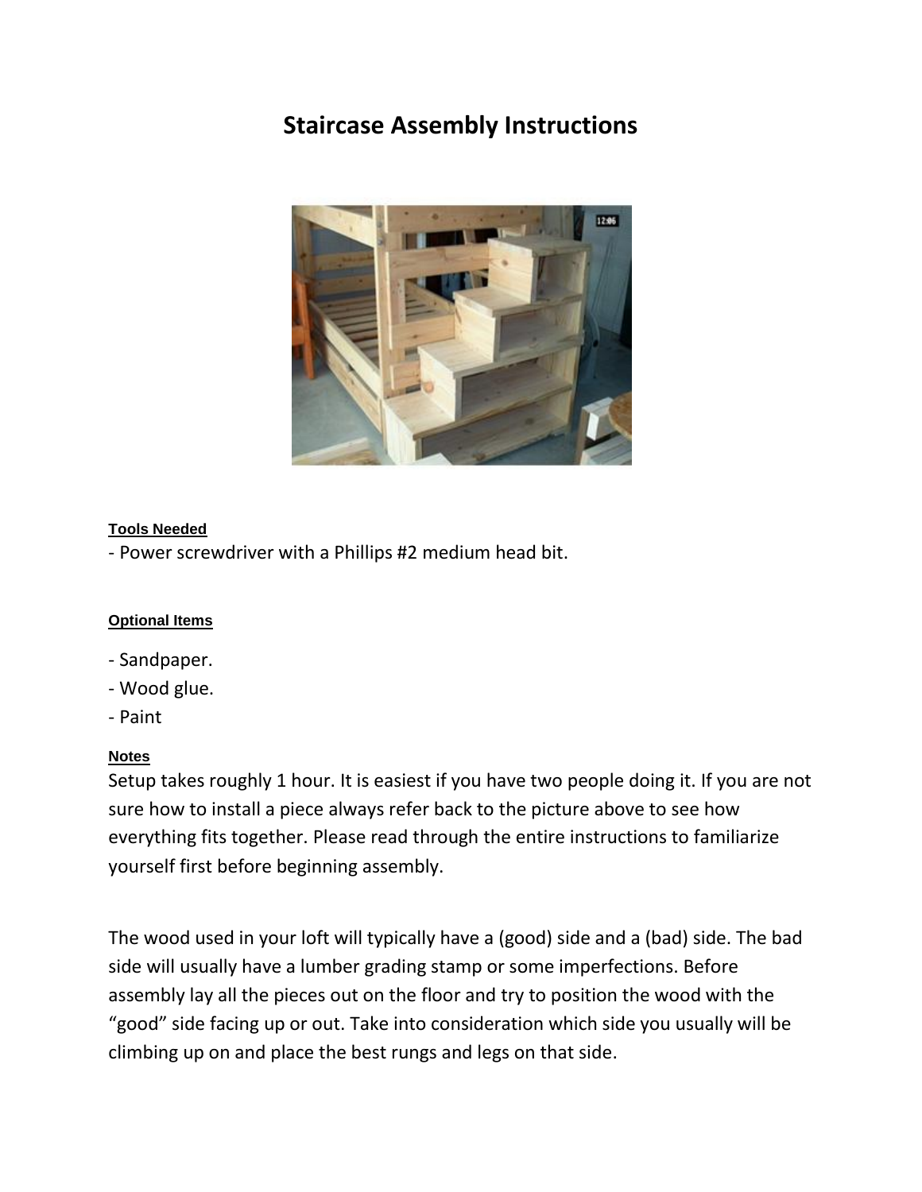# Staircase Assembly Instructions

**Tools Needed**

- Power screwdriver with a Phillips #2 medium head bit.

**Optional Items**

- Sandpaper.
- Wood glue.
- Paint

**Notes**

Setup takes roughly 1 hour. It is easiest if you have two people doing it. If you are not sure how to install a piece always refer back to the picture above to see how everything fits together. Please read through the entire instructions to familiarize yourself first before beginning assembly.

The wood used in your loft will typically have a (good) side and a (bad) side. The bad side will usually have a lumber grading stamp or some imperfections. Before assembly lay all the pieces out on the floor and try to position the wood with the "good" side facing up or out. Take into consideration which side you usually will be climbing up on and place the best rungs and legs on that side.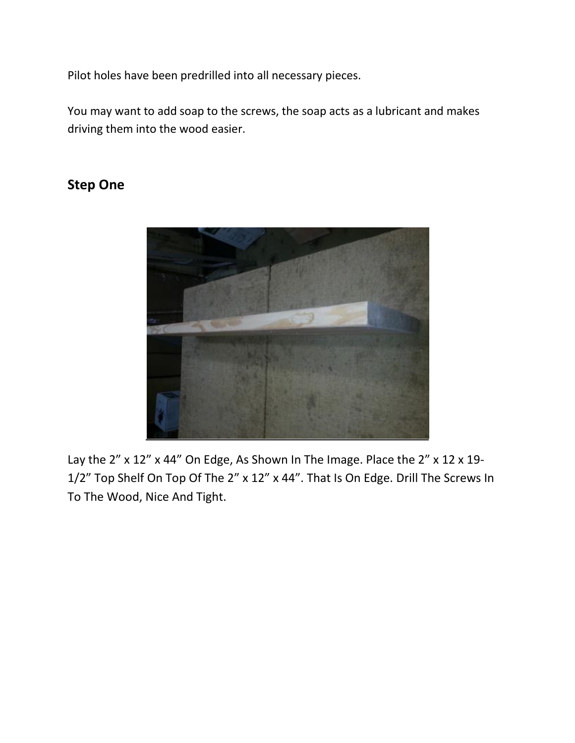Pilot holes have been predrilled into all necessary pieces.

You may want to add soap to the screws, the soap acts as a lubricant and makes driving them into the wood easier.

## Step One

Lay the 2” x 12” x 44” On Edge, As Shown In The Image. Place the 2” x 12 x 19-1/2” Top Shelf On Top Of The 2” x 12” x 44”. That Is On Edge. Drill The Screws In To The Wood, Nice And Tight.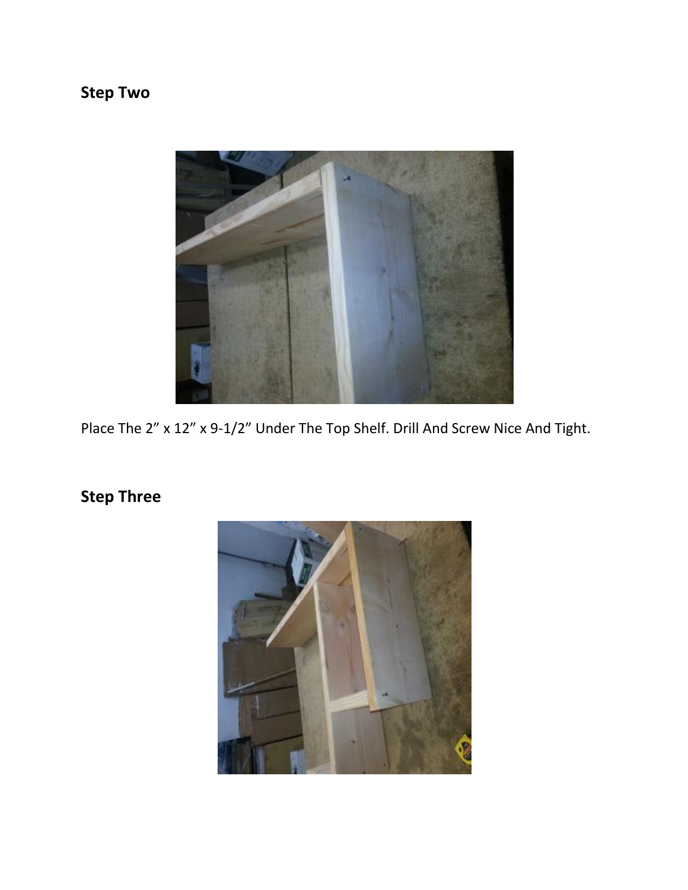## Step Two

Place The 2” x 12” x 9-1/2” Under The Top Shelf. Drill And Screw Nice And Tight.

## Step Three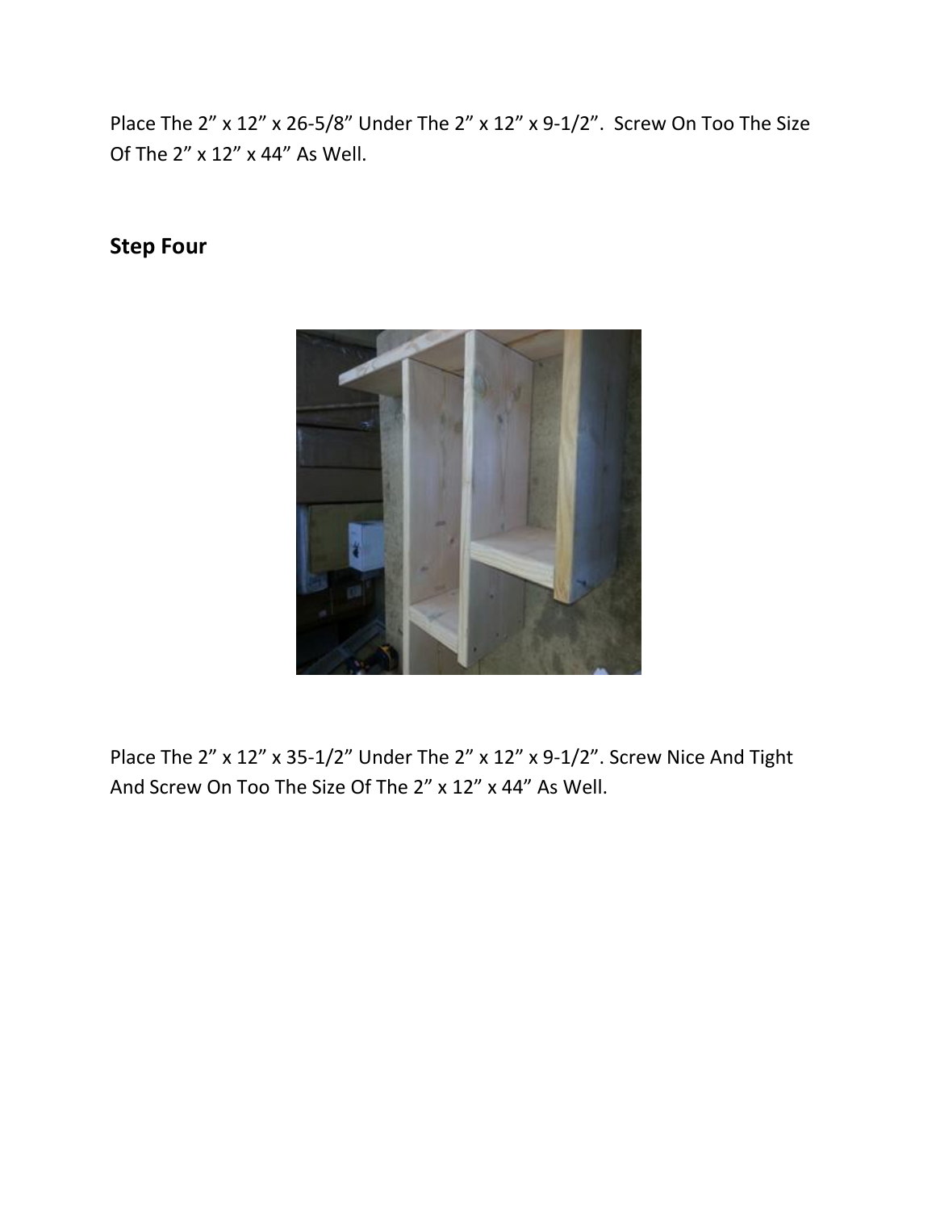Place The 2” x 12” x 26-5/8” Under The 2” x 12” x 9-1/2”.  Screw On Too The Size Of The 2” x 12” x 44” As Well.

## Step Four

Place The 2” x 12” x 35-1/2” Under The 2” x 12” x 9-1/2”. Screw Nice And Tight And Screw On Too The Size Of The 2” x 12” x 44” As Well.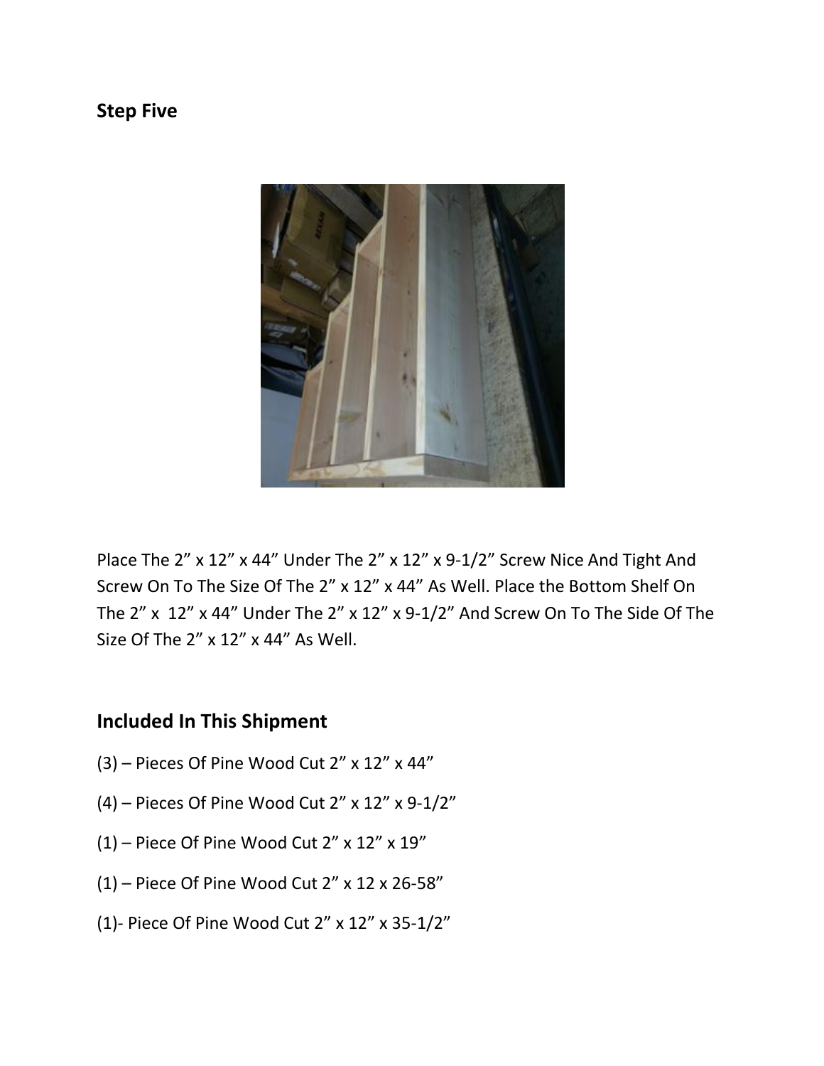## Step Five

Place The 2” x 12” x 44” Under The 2” x 12” x 9-1/2” Screw Nice And Tight And Screw On To The Size Of The 2” x 12” x 44” As Well. Place the Bottom Shelf On The 2” x 12” x 44” Under The 2” x 12” x 9-1/2” And Screw On To The Side Of The Size Of The 2” x 12” x 44” As Well.

## Included In This Shipment

(3) – Pieces Of Pine Wood Cut 2” x 12” x 44”

(4) – Pieces Of Pine Wood Cut 2” x 12” x 9-1/2”

(1) – Piece Of Pine Wood Cut 2” x 12” x 19”

(1) – Piece Of Pine Wood Cut 2” x 12 x 26-58”

(1)- Piece Of Pine Wood Cut 2” x 12” x 35-1/2”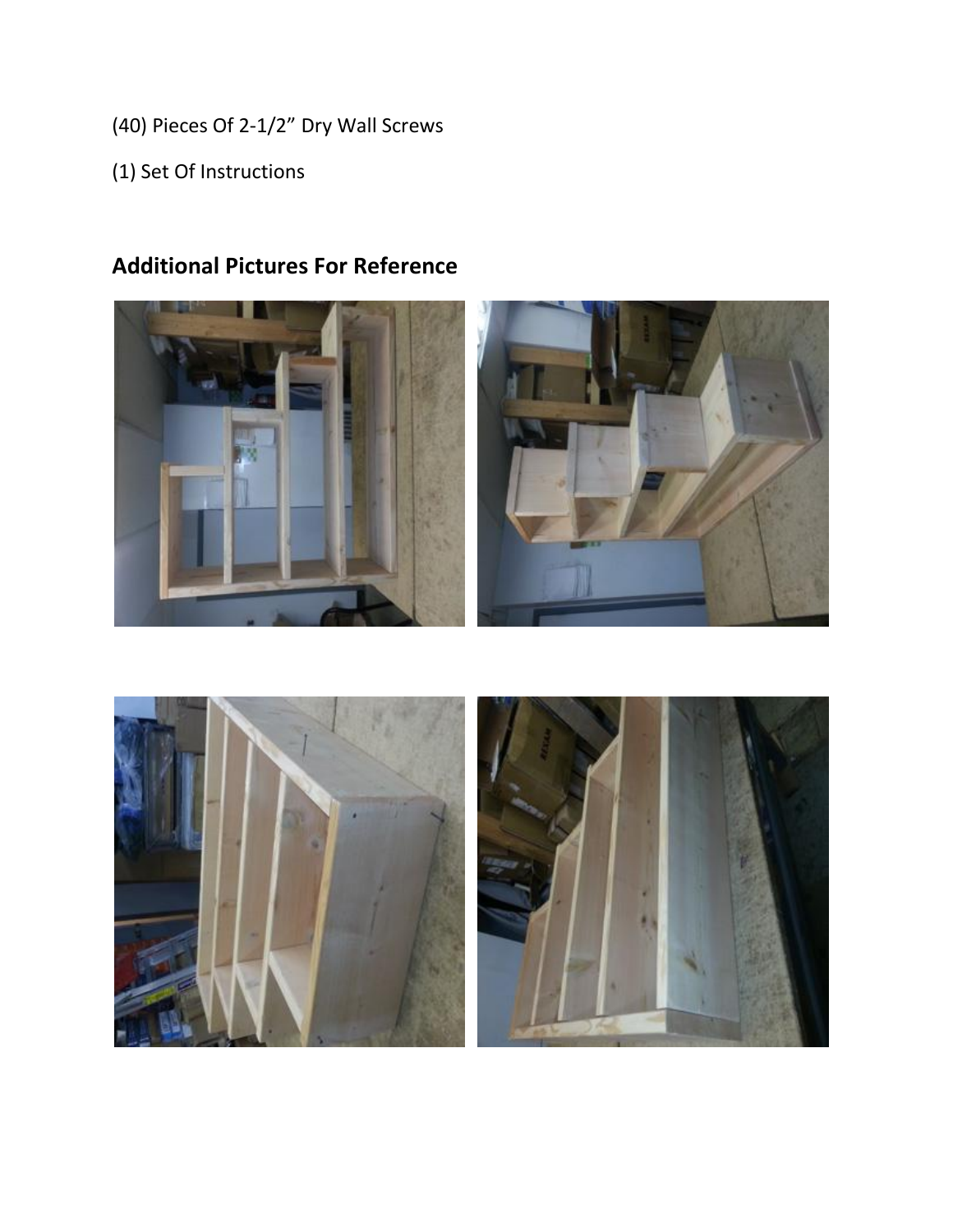(40) Pieces Of 2-1/2” Dry Wall Screws

(1) Set Of Instructions

## Additional Pictures For Reference